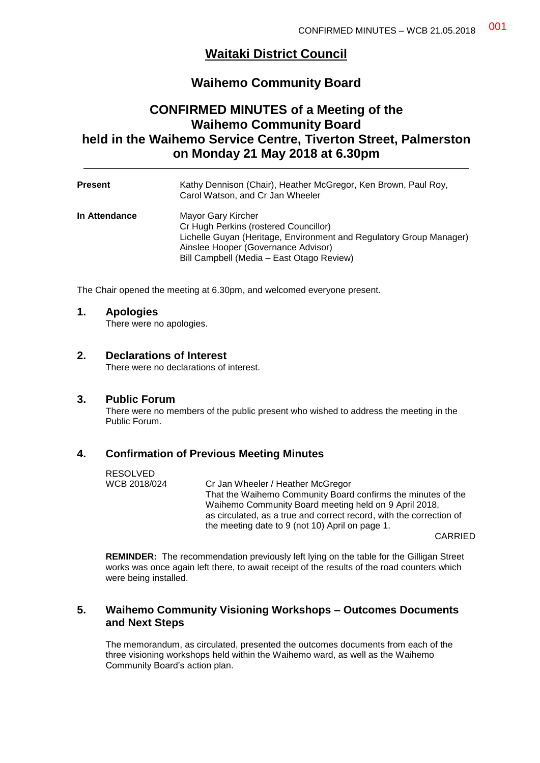# Waitaki District Council

## Waihemo Community Board

## CONFIRMED MINUTES of a Meeting of the Waihemo Community Board held in the Waihemo Service Centre, Tiverton Street, Palmerston on Monday 21 May 2018 at 6.30pm

| | |
|---|---|
| **Present** | Kathy Dennison (Chair), Heather McGregor, Ken Brown, Paul Roy, Carol Watson, and Cr Jan Wheeler |
| **In Attendance** | Mayor Gary Kircher<br>Cr Hugh Perkins (rostered Councillor)<br>Lichelle Guyan (Heritage, Environment and Regulatory Group Manager)<br>Ainslee Hooper (Governance Advisor)<br>Bill Campbell (Media – East Otago Review) |

The Chair opened the meeting at 6.30pm, and welcomed everyone present.

### 1. Apologies

There were no apologies.

### 2. Declarations of Interest

There were no declarations of interest.

### 3. Public Forum

There were no members of the public present who wished to address the meeting in the Public Forum.

### 4. Confirmation of Previous Meeting Minutes

RESOLVED
WCB 2018/024

Cr Jan Wheeler / Heather McGregor
That the Waihemo Community Board confirms the minutes of the Waihemo Community Board meeting held on 9 April 2018, as circulated, as a true and correct record, with the correction of the meeting date to 9 (not 10) April on page 1.

CARRIED

**REMINDER:** The recommendation previously left lying on the table for the Gilligan Street works was once again left there, to await receipt of the results of the road counters which were being installed.

### 5. Waihemo Community Visioning Workshops – Outcomes Documents and Next Steps

The memorandum, as circulated, presented the outcomes documents from each of the three visioning workshops held within the Waihemo ward, as well as the Waihemo Community Board's action plan.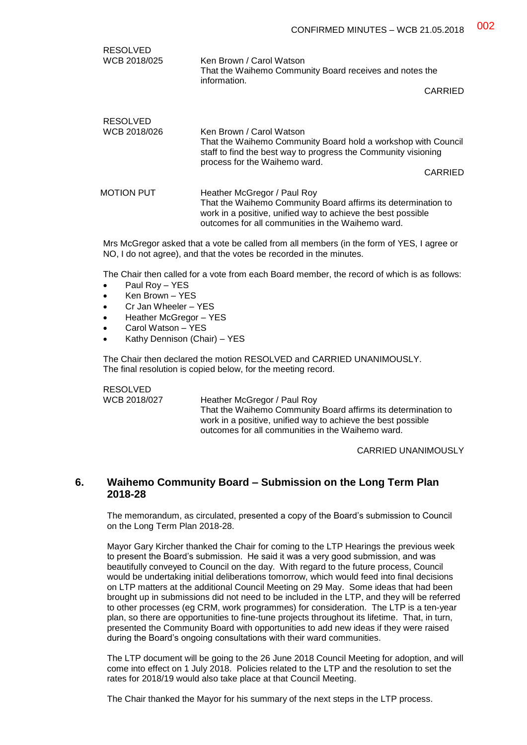RESOLVED
WCB 2018/025

Ken Brown / Carol Watson
That the Waihemo Community Board receives and notes the information.

CARRIED

RESOLVED
WCB 2018/026

Ken Brown / Carol Watson
That the Waihemo Community Board hold a workshop with Council staff to find the best way to progress the Community visioning process for the Waihemo ward.

CARRIED

MOTION PUT

Heather McGregor / Paul Roy
That the Waihemo Community Board affirms its determination to work in a positive, unified way to achieve the best possible outcomes for all communities in the Waihemo ward.

Mrs McGregor asked that a vote be called from all members (in the form of YES, I agree or NO, I do not agree), and that the votes be recorded in the minutes.

The Chair then called for a vote from each Board member, the record of which is as follows:

- Paul Roy – YES
- Ken Brown – YES
- Cr Jan Wheeler – YES
- Heather McGregor – YES
- Carol Watson – YES
- Kathy Dennison (Chair) – YES

The Chair then declared the motion RESOLVED and CARRIED UNANIMOUSLY.
The final resolution is copied below, for the meeting record.

RESOLVED
WCB 2018/027

Heather McGregor / Paul Roy
That the Waihemo Community Board affirms its determination to work in a positive, unified way to achieve the best possible outcomes for all communities in the Waihemo ward.

CARRIED UNANIMOUSLY

## 6. Waihemo Community Board – Submission on the Long Term Plan 2018-28

The memorandum, as circulated, presented a copy of the Board's submission to Council on the Long Term Plan 2018-28.

Mayor Gary Kircher thanked the Chair for coming to the LTP Hearings the previous week to present the Board's submission. He said it was a very good submission, and was beautifully conveyed to Council on the day. With regard to the future process, Council would be undertaking initial deliberations tomorrow, which would feed into final decisions on LTP matters at the additional Council Meeting on 29 May. Some ideas that had been brought up in submissions did not need to be included in the LTP, and they will be referred to other processes (eg CRM, work programmes) for consideration. The LTP is a ten-year plan, so there are opportunities to fine-tune projects throughout its lifetime. That, in turn, presented the Community Board with opportunities to add new ideas if they were raised during the Board's ongoing consultations with their ward communities.

The LTP document will be going to the 26 June 2018 Council Meeting for adoption, and will come into effect on 1 July 2018. Policies related to the LTP and the resolution to set the rates for 2018/19 would also take place at that Council Meeting.

The Chair thanked the Mayor for his summary of the next steps in the LTP process.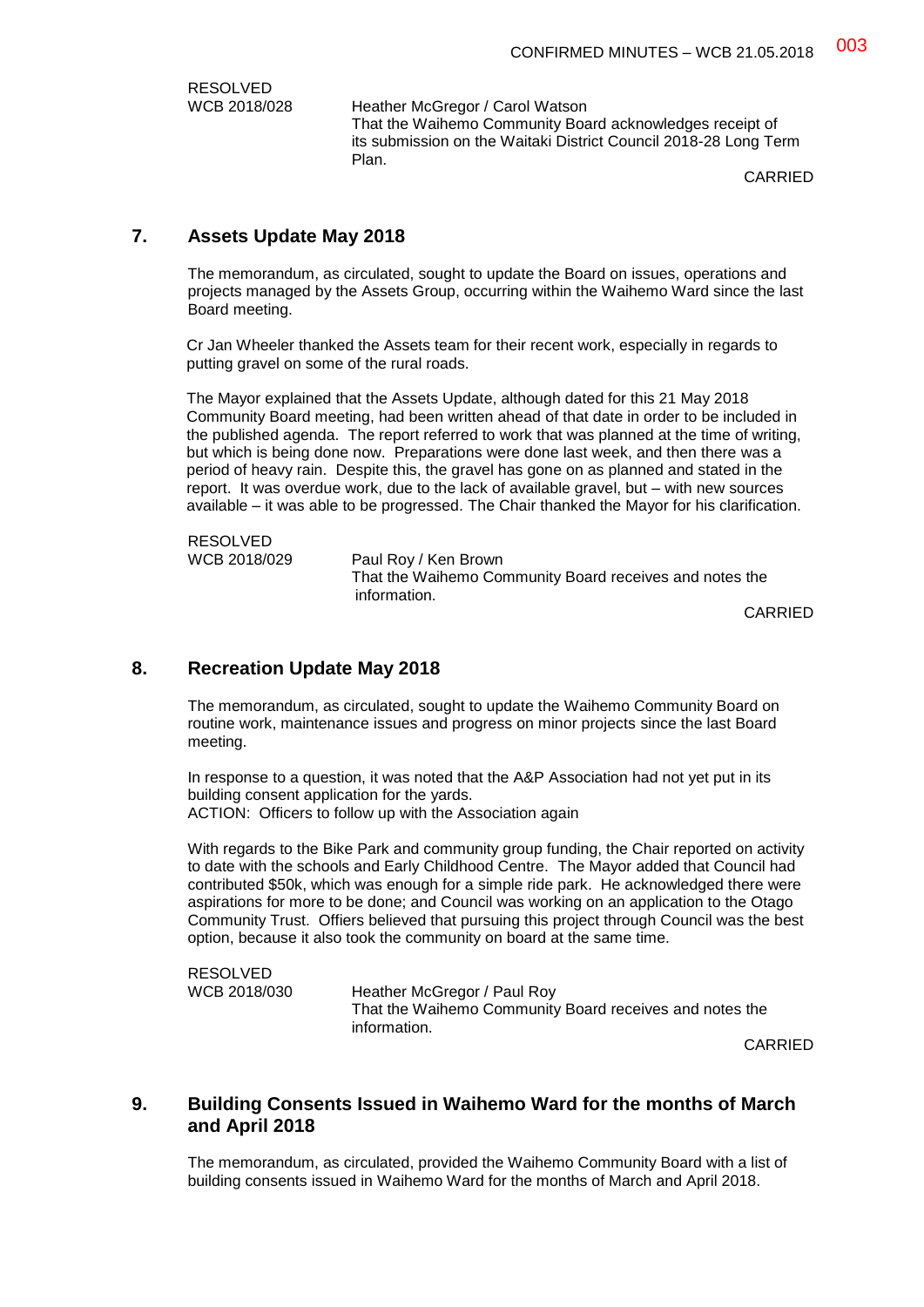RESOLVED
WCB 2018/028 Heather McGregor / Carol Watson
That the Waihemo Community Board acknowledges receipt of its submission on the Waitaki District Council 2018-28 Long Term Plan.

CARRIED

## 7. Assets Update May 2018

The memorandum, as circulated, sought to update the Board on issues, operations and projects managed by the Assets Group, occurring within the Waihemo Ward since the last Board meeting.

Cr Jan Wheeler thanked the Assets team for their recent work, especially in regards to putting gravel on some of the rural roads.

The Mayor explained that the Assets Update, although dated for this 21 May 2018 Community Board meeting, had been written ahead of that date in order to be included in the published agenda. The report referred to work that was planned at the time of writing, but which is being done now. Preparations were done last week, and then there was a period of heavy rain. Despite this, the gravel has gone on as planned and stated in the report. It was overdue work, due to the lack of available gravel, but – with new sources available – it was able to be progressed. The Chair thanked the Mayor for his clarification.

RESOLVED
WCB 2018/029 Paul Roy / Ken Brown
That the Waihemo Community Board receives and notes the information.

CARRIED

## 8. Recreation Update May 2018

The memorandum, as circulated, sought to update the Waihemo Community Board on routine work, maintenance issues and progress on minor projects since the last Board meeting.

In response to a question, it was noted that the A&P Association had not yet put in its building consent application for the yards.
ACTION: Officers to follow up with the Association again

With regards to the Bike Park and community group funding, the Chair reported on activity to date with the schools and Early Childhood Centre. The Mayor added that Council had contributed $50k, which was enough for a simple ride park. He acknowledged there were aspirations for more to be done; and Council was working on an application to the Otago Community Trust. Offiers believed that pursuing this project through Council was the best option, because it also took the community on board at the same time.

RESOLVED
WCB 2018/030 Heather McGregor / Paul Roy
That the Waihemo Community Board receives and notes the information.

CARRIED

## 9. Building Consents Issued in Waihemo Ward for the months of March and April 2018

The memorandum, as circulated, provided the Waihemo Community Board with a list of building consents issued in Waihemo Ward for the months of March and April 2018.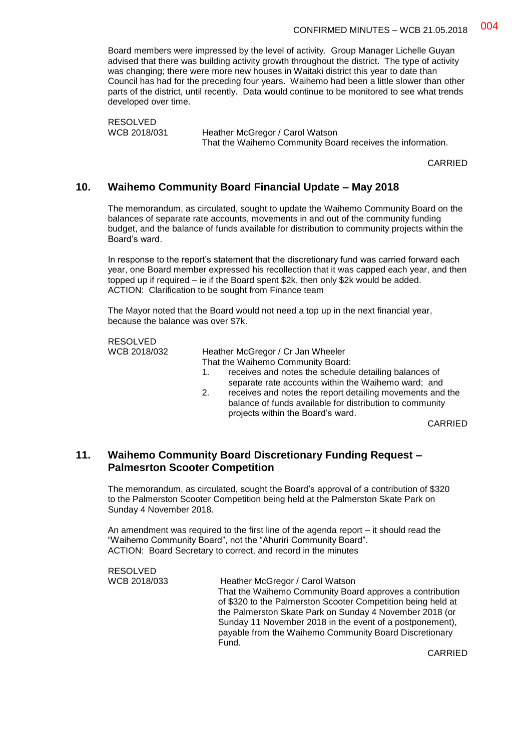Board members were impressed by the level of activity. Group Manager Lichelle Guyan advised that there was building activity growth throughout the district. The type of activity was changing; there were more new houses in Waitaki district this year to date than Council has had for the preceding four years. Waihemo had been a little slower than other parts of the district, until recently. Data would continue to be monitored to see what trends developed over time.

RESOLVED
WCB 2018/031 Heather McGregor / Carol Watson
That the Waihemo Community Board receives the information.

CARRIED

## 10. Waihemo Community Board Financial Update – May 2018

The memorandum, as circulated, sought to update the Waihemo Community Board on the balances of separate rate accounts, movements in and out of the community funding budget, and the balance of funds available for distribution to community projects within the Board's ward.

In response to the report's statement that the discretionary fund was carried forward each year, one Board member expressed his recollection that it was capped each year, and then topped up if required – ie if the Board spent $2k, then only $2k would be added.
ACTION: Clarification to be sought from Finance team

The Mayor noted that the Board would not need a top up in the next financial year, because the balance was over $7k.

RESOLVED
WCB 2018/032 Heather McGregor / Cr Jan Wheeler
That the Waihemo Community Board:

1. receives and notes the schedule detailing balances of separate rate accounts within the Waihemo ward; and
2. receives and notes the report detailing movements and the balance of funds available for distribution to community projects within the Board's ward.

CARRIED

## 11. Waihemo Community Board Discretionary Funding Request – Palmesrton Scooter Competition

The memorandum, as circulated, sought the Board's approval of a contribution of $320 to the Palmerston Scooter Competition being held at the Palmerston Skate Park on Sunday 4 November 2018.

An amendment was required to the first line of the agenda report – it should read the "Waihemo Community Board", not the "Ahuriri Community Board".
ACTION: Board Secretary to correct, and record in the minutes

RESOLVED
WCB 2018/033 Heather McGregor / Carol Watson
That the Waihemo Community Board approves a contribution of $320 to the Palmerston Scooter Competition being held at the Palmerston Skate Park on Sunday 4 November 2018 (or Sunday 11 November 2018 in the event of a postponement), payable from the Waihemo Community Board Discretionary Fund.

CARRIED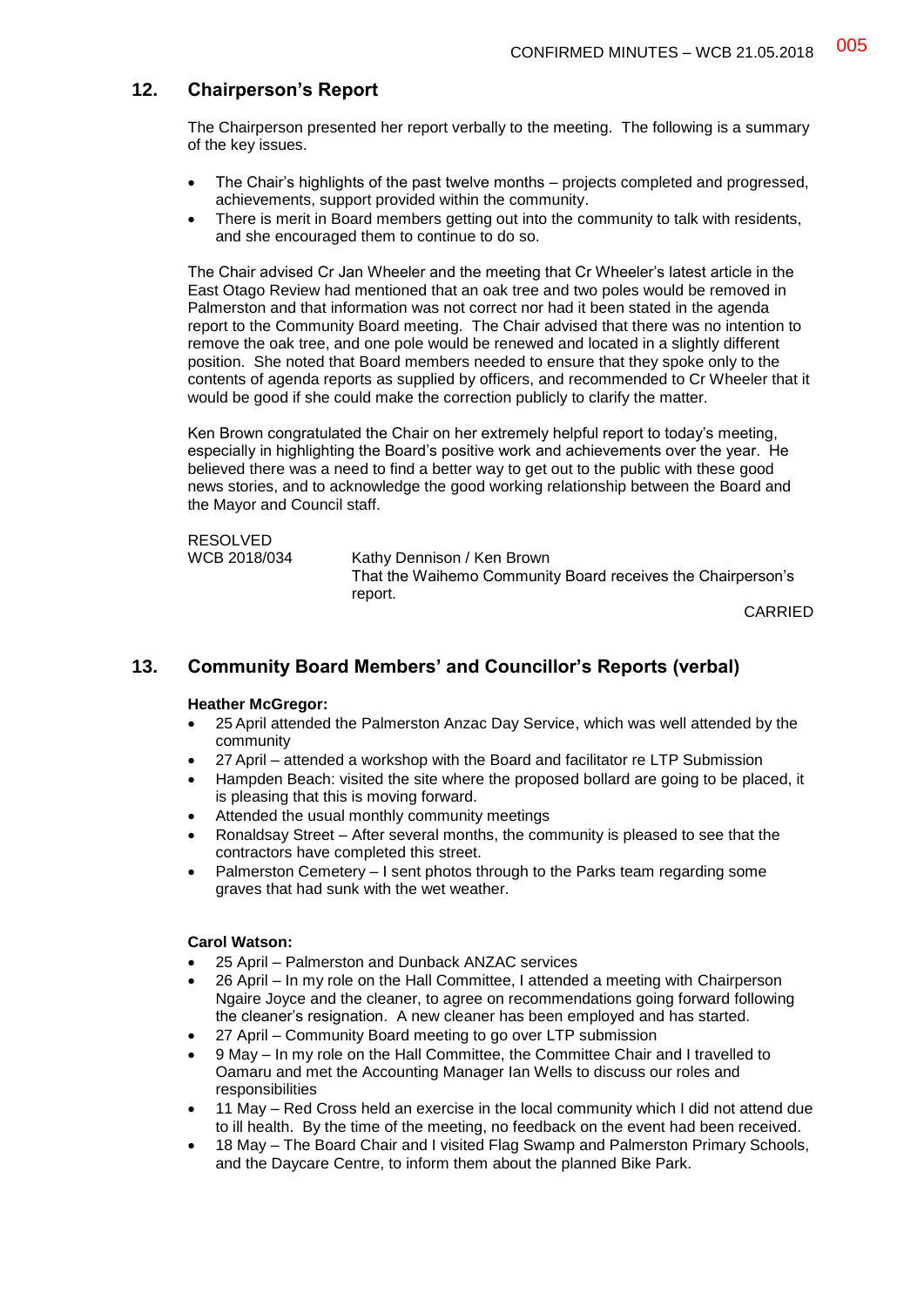## 12. Chairperson's Report

The Chairperson presented her report verbally to the meeting. The following is a summary of the key issues.

- The Chair's highlights of the past twelve months – projects completed and progressed, achievements, support provided within the community.
- There is merit in Board members getting out into the community to talk with residents, and she encouraged them to continue to do so.

The Chair advised Cr Jan Wheeler and the meeting that Cr Wheeler's latest article in the East Otago Review had mentioned that an oak tree and two poles would be removed in Palmerston and that information was not correct nor had it been stated in the agenda report to the Community Board meeting. The Chair advised that there was no intention to remove the oak tree, and one pole would be renewed and located in a slightly different position. She noted that Board members needed to ensure that they spoke only to the contents of agenda reports as supplied by officers, and recommended to Cr Wheeler that it would be good if she could make the correction publicly to clarify the matter.

Ken Brown congratulated the Chair on her extremely helpful report to today's meeting, especially in highlighting the Board's positive work and achievements over the year. He believed there was a need to find a better way to get out to the public with these good news stories, and to acknowledge the good working relationship between the Board and the Mayor and Council staff.

RESOLVED
WCB 2018/034 Kathy Dennison / Ken Brown
That the Waihemo Community Board receives the Chairperson's report.

CARRIED

## 13. Community Board Members' and Councillor's Reports (verbal)

**Heather McGregor:**

- 25 April attended the Palmerston Anzac Day Service, which was well attended by the community
- 27 April – attended a workshop with the Board and facilitator re LTP Submission
- Hampden Beach: visited the site where the proposed bollard are going to be placed, it is pleasing that this is moving forward.
- Attended the usual monthly community meetings
- Ronaldsay Street – After several months, the community is pleased to see that the contractors have completed this street.
- Palmerston Cemetery – I sent photos through to the Parks team regarding some graves that had sunk with the wet weather.

**Carol Watson:**

- 25 April – Palmerston and Dunback ANZAC services
- 26 April – In my role on the Hall Committee, I attended a meeting with Chairperson Ngaire Joyce and the cleaner, to agree on recommendations going forward following the cleaner's resignation. A new cleaner has been employed and has started.
- 27 April – Community Board meeting to go over LTP submission
- 9 May – In my role on the Hall Committee, the Committee Chair and I travelled to Oamaru and met the Accounting Manager Ian Wells to discuss our roles and responsibilities
- 11 May – Red Cross held an exercise in the local community which I did not attend due to ill health. By the time of the meeting, no feedback on the event had been received.
- 18 May – The Board Chair and I visited Flag Swamp and Palmerston Primary Schools, and the Daycare Centre, to inform them about the planned Bike Park.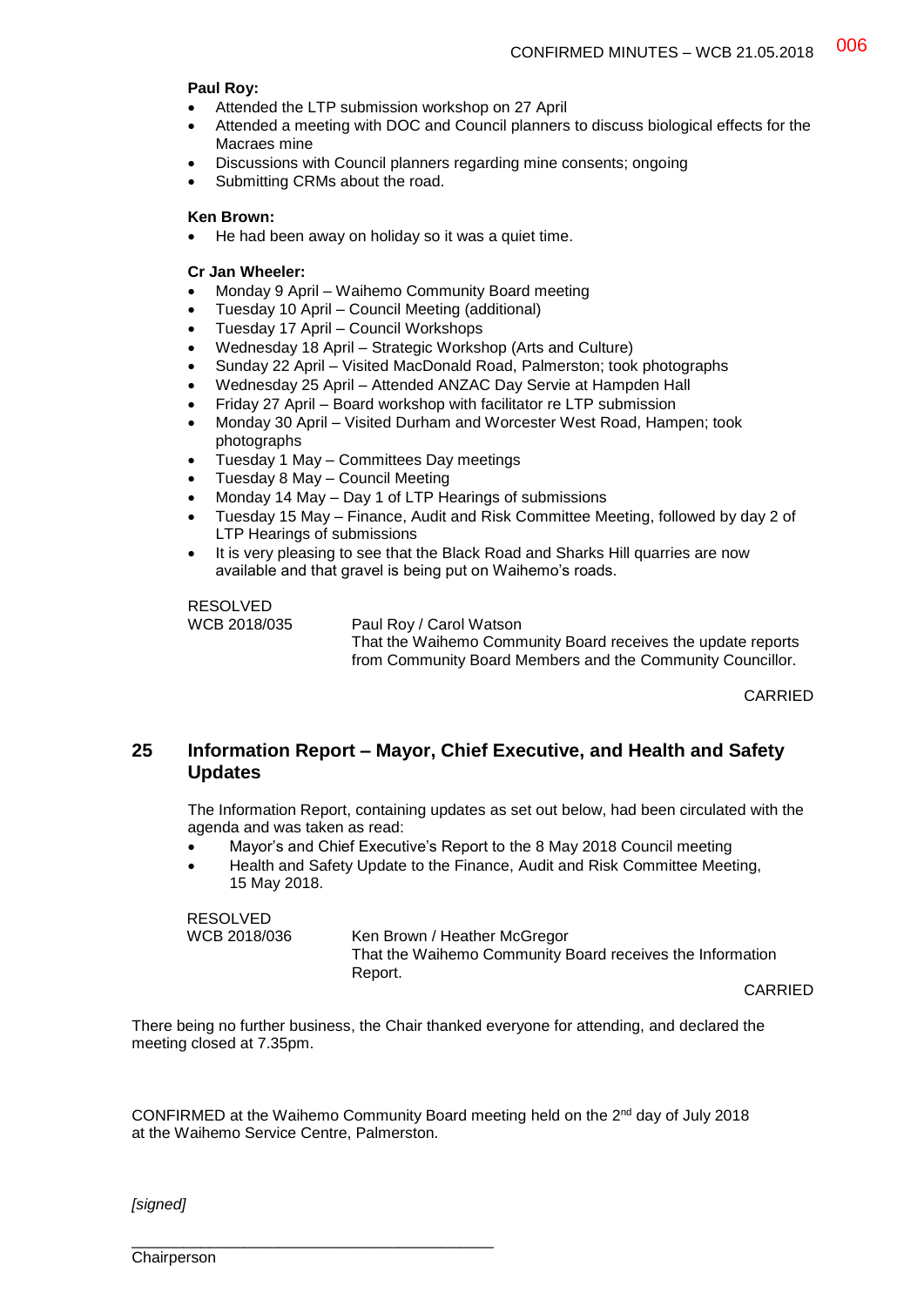**Paul Roy:**

- Attended the LTP submission workshop on 27 April
- Attended a meeting with DOC and Council planners to discuss biological effects for the Macraes mine
- Discussions with Council planners regarding mine consents; ongoing
- Submitting CRMs about the road.

**Ken Brown:**

- He had been away on holiday so it was a quiet time.

**Cr Jan Wheeler:**

- Monday 9 April – Waihemo Community Board meeting
- Tuesday 10 April – Council Meeting (additional)
- Tuesday 17 April – Council Workshops
- Wednesday 18 April – Strategic Workshop (Arts and Culture)
- Sunday 22 April – Visited MacDonald Road, Palmerston; took photographs
- Wednesday 25 April – Attended ANZAC Day Servie at Hampden Hall
- Friday 27 April – Board workshop with facilitator re LTP submission
- Monday 30 April – Visited Durham and Worcester West Road, Hampen; took photographs
- Tuesday 1 May – Committees Day meetings
- Tuesday 8 May – Council Meeting
- Monday 14 May – Day 1 of LTP Hearings of submissions
- Tuesday 15 May – Finance, Audit and Risk Committee Meeting, followed by day 2 of LTP Hearings of submissions
- It is very pleasing to see that the Black Road and Sharks Hill quarries are now available and that gravel is being put on Waihemo's roads.

RESOLVED
WCB 2018/035 Paul Roy / Carol Watson
That the Waihemo Community Board receives the update reports from Community Board Members and the Community Councillor.

CARRIED

## 25 Information Report – Mayor, Chief Executive, and Health and Safety Updates

The Information Report, containing updates as set out below, had been circulated with the agenda and was taken as read:

- Mayor's and Chief Executive's Report to the 8 May 2018 Council meeting
- Health and Safety Update to the Finance, Audit and Risk Committee Meeting, 15 May 2018.

RESOLVED
WCB 2018/036 Ken Brown / Heather McGregor
That the Waihemo Community Board receives the Information Report.

CARRIED

There being no further business, the Chair thanked everyone for attending, and declared the meeting closed at 7.35pm.

CONFIRMED at the Waihemo Community Board meeting held on the 2nd day of July 2018 at the Waihemo Service Centre, Palmerston.

*[signed]*

\_\_\_\_\_\_\_\_\_\_\_\_\_\_\_\_\_\_\_\_\_\_\_\_\_\_\_\_\_\_\_\_\_\_\_\_\_\_\_\_\_\_
Chairperson